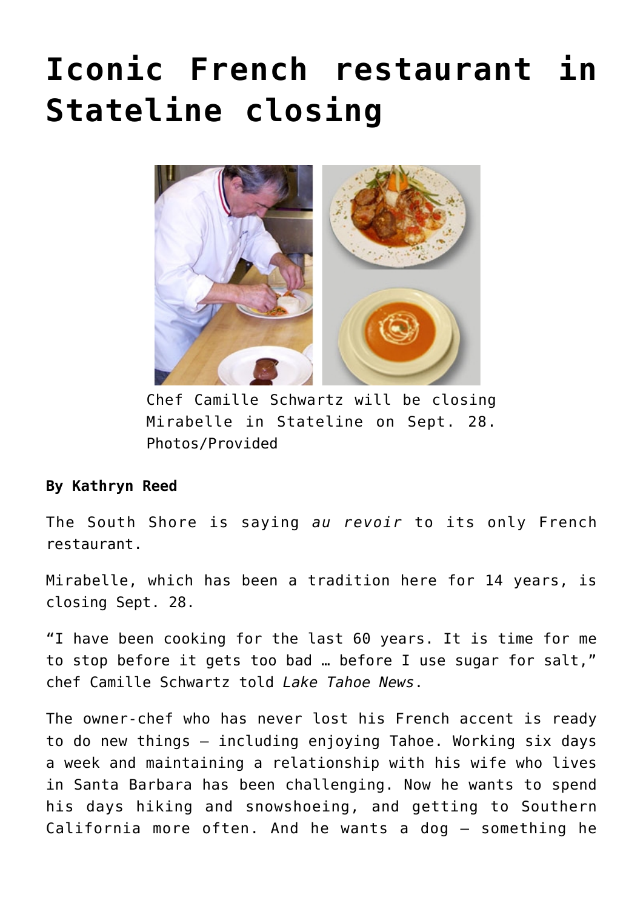# Iconic French restaurant in Stateline closing

Chef Camille Schwartz will be closing Mirabelle in Stateline on Sept. 28. Photos/Provided

**By Kathryn Reed**

The South Shore is saying *au revoir* to its only French restaurant.

Mirabelle, which has been a tradition here for 14 years, is closing Sept. 28.

"I have been cooking for the last 60 years. It is time for me to stop before it gets too bad … before I use sugar for salt," chef Camille Schwartz told *Lake Tahoe News*.

The owner-chef who has never lost his French accent is ready to do new things – including enjoying Tahoe. Working six days a week and maintaining a relationship with his wife who lives in Santa Barbara has been challenging. Now he wants to spend his days hiking and snowshoeing, and getting to Southern California more often. And he wants a dog – something he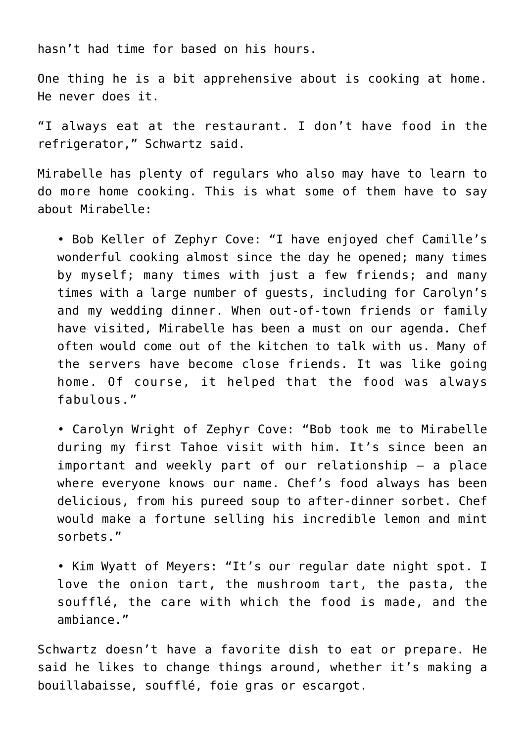hasn't had time for based on his hours.

One thing he is a bit apprehensive about is cooking at home. He never does it.

"I always eat at the restaurant. I don't have food in the refrigerator," Schwartz said.

Mirabelle has plenty of regulars who also may have to learn to do more home cooking. This is what some of them have to say about Mirabelle:

- Bob Keller of Zephyr Cove: "I have enjoyed chef Camille's wonderful cooking almost since the day he opened; many times by myself; many times with just a few friends; and many times with a large number of guests, including for Carolyn's and my wedding dinner. When out-of-town friends or family have visited, Mirabelle has been a must on our agenda. Chef often would come out of the kitchen to talk with us. Many of the servers have become close friends. It was like going home. Of course, it helped that the food was always fabulous."

- Carolyn Wright of Zephyr Cove: "Bob took me to Mirabelle during my first Tahoe visit with him. It's since been an important and weekly part of our relationship – a place where everyone knows our name. Chef's food always has been delicious, from his pureed soup to after-dinner sorbet. Chef would make a fortune selling his incredible lemon and mint sorbets."

- Kim Wyatt of Meyers: "It's our regular date night spot. I love the onion tart, the mushroom tart, the pasta, the soufflé, the care with which the food is made, and the ambiance."

Schwartz doesn't have a favorite dish to eat or prepare. He said he likes to change things around, whether it's making a bouillabaisse, soufflé, foie gras or escargot.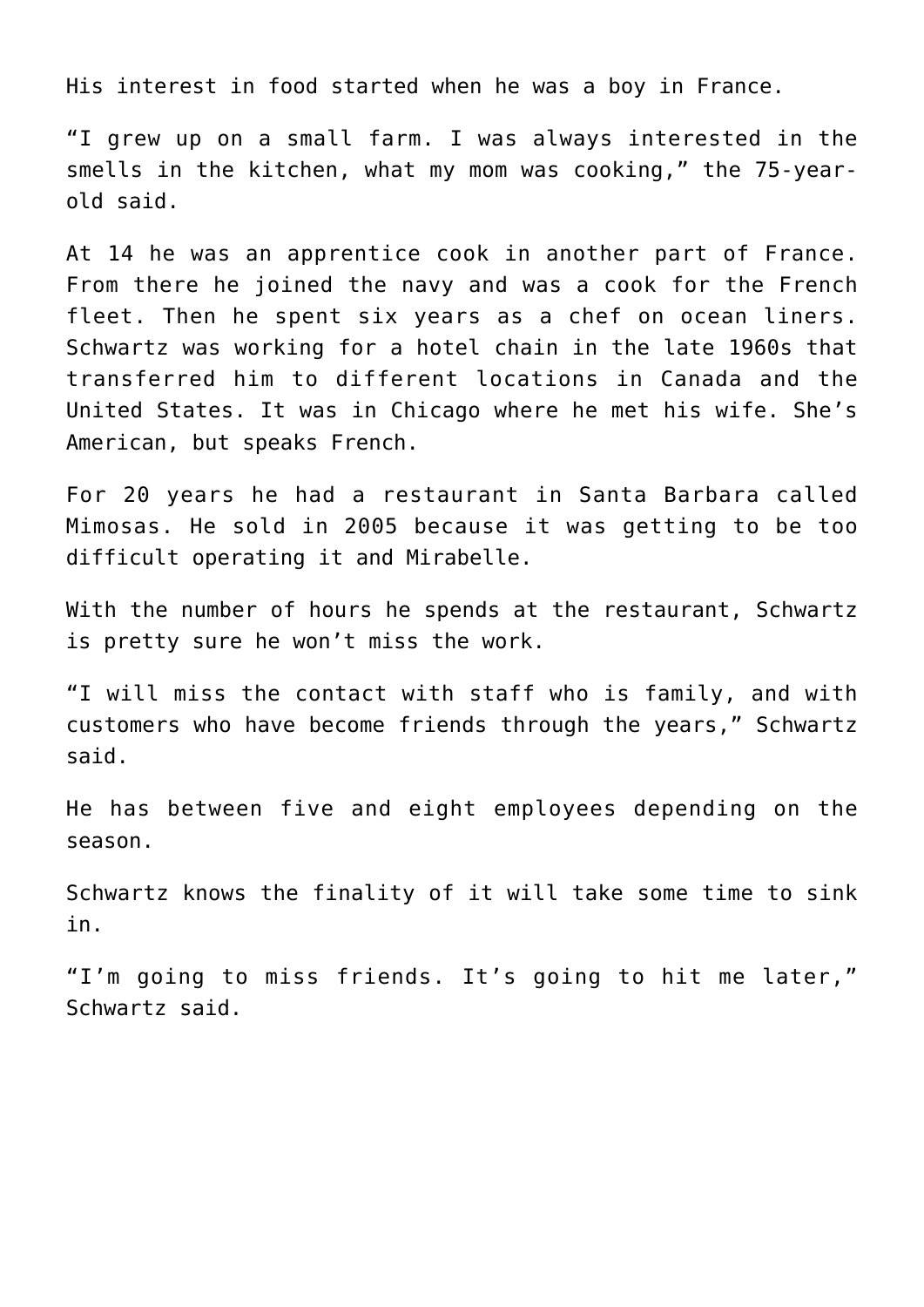His interest in food started when he was a boy in France.

"I grew up on a small farm. I was always interested in the smells in the kitchen, what my mom was cooking," the 75-year-old said.

At 14 he was an apprentice cook in another part of France. From there he joined the navy and was a cook for the French fleet. Then he spent six years as a chef on ocean liners. Schwartz was working for a hotel chain in the late 1960s that transferred him to different locations in Canada and the United States. It was in Chicago where he met his wife. She's American, but speaks French.

For 20 years he had a restaurant in Santa Barbara called Mimosas. He sold in 2005 because it was getting to be too difficult operating it and Mirabelle.

With the number of hours he spends at the restaurant, Schwartz is pretty sure he won't miss the work.

"I will miss the contact with staff who is family, and with customers who have become friends through the years," Schwartz said.

He has between five and eight employees depending on the season.

Schwartz knows the finality of it will take some time to sink in.

"I'm going to miss friends. It's going to hit me later," Schwartz said.